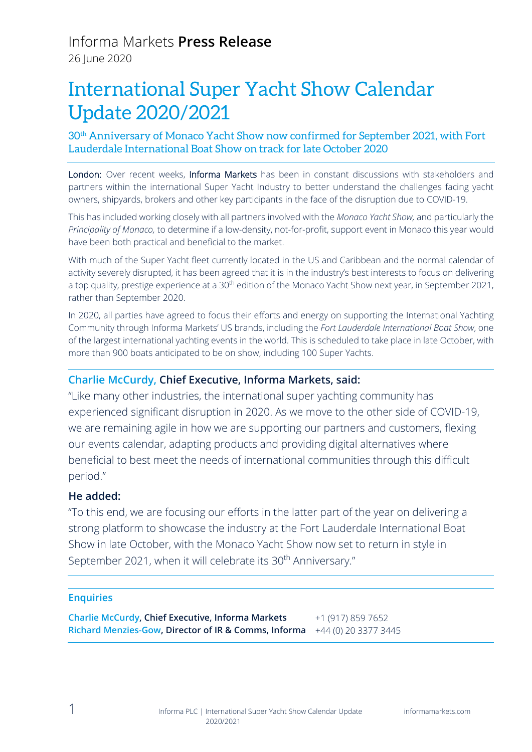Informa Markets **Press Release**

26 June 2020

# International Super Yacht Show Calendar Update 2020/2021

## 30th Anniversary of Monaco Yacht Show now confirmed for September 2021, with Fort Lauderdale International Boat Show on track for late October 2020

London: Over recent weeks, Informa Markets has been in constant discussions with stakeholders and partners within the international Super Yacht Industry to better understand the challenges facing yacht owners, shipyards, brokers and other key participants in the face of the disruption due to COVID-19.

This has included working closely with all partners involved with the *Monaco Yacht Show,* and particularly the *Principality of Monaco,* to determine if a low-density, not-for-profit, support event in Monaco this year would have been both practical and beneficial to the market.

With much of the Super Yacht fleet currently located in the US and Caribbean and the normal calendar of activity severely disrupted, it has been agreed that it is in the industry's best interests to focus on delivering a top quality, prestige experience at a 30th edition of the Monaco Yacht Show next year, in September 2021, rather than September 2020.

In 2020, all parties have agreed to focus their efforts and energy on supporting the International Yachting Community through Informa Markets' US brands, including the *Fort Lauderdale International Boat Show*, one of the largest international yachting events in the world. This is scheduled to take place in late October, with more than 900 boats anticipated to be on show, including 100 Super Yachts.

**Charlie McCurdy, Chief Executive, Informa Markets, said:**

"Like many other industries, the international super yachting community has experienced significant disruption in 2020. As we move to the other side of COVID-19, we are remaining agile in how we are supporting our partners and customers, flexing our events calendar, adapting products and providing digital alternatives where beneficial to best meet the needs of international communities through this difficult period."

**He added:**

"To this end, we are focusing our efforts in the latter part of the year on delivering a strong platform to showcase the industry at the Fort Lauderdale International Boat Show in late October, with the Monaco Yacht Show now set to return in style in September 2021, when it will celebrate its 30th Anniversary."

**Enquiries**

| | |
|---|---|
| **Charlie McCurdy, Chief Executive, Informa Markets** | +1 (917) 859 7652 |
| **Richard Menzies-Gow, Director of IR & Comms, Informa** | +44 (0) 20 3377 3445 |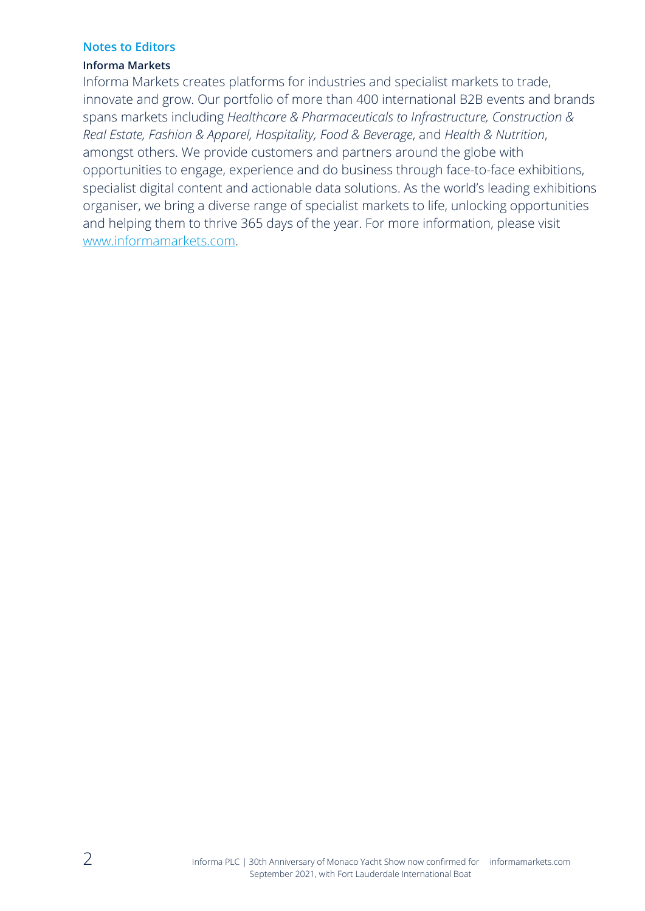## Notes to Editors

### Informa Markets

Informa Markets creates platforms for industries and specialist markets to trade, innovate and grow. Our portfolio of more than 400 international B2B events and brands spans markets including *Healthcare & Pharmaceuticals to Infrastructure, Construction & Real Estate, Fashion & Apparel, Hospitality, Food & Beverage*, and *Health & Nutrition*, amongst others. We provide customers and partners around the globe with opportunities to engage, experience and do business through face-to-face exhibitions, specialist digital content and actionable data solutions. As the world's leading exhibitions organiser, we bring a diverse range of specialist markets to life, unlocking opportunities and helping them to thrive 365 days of the year. For more information, please visit www.informamarkets.com.